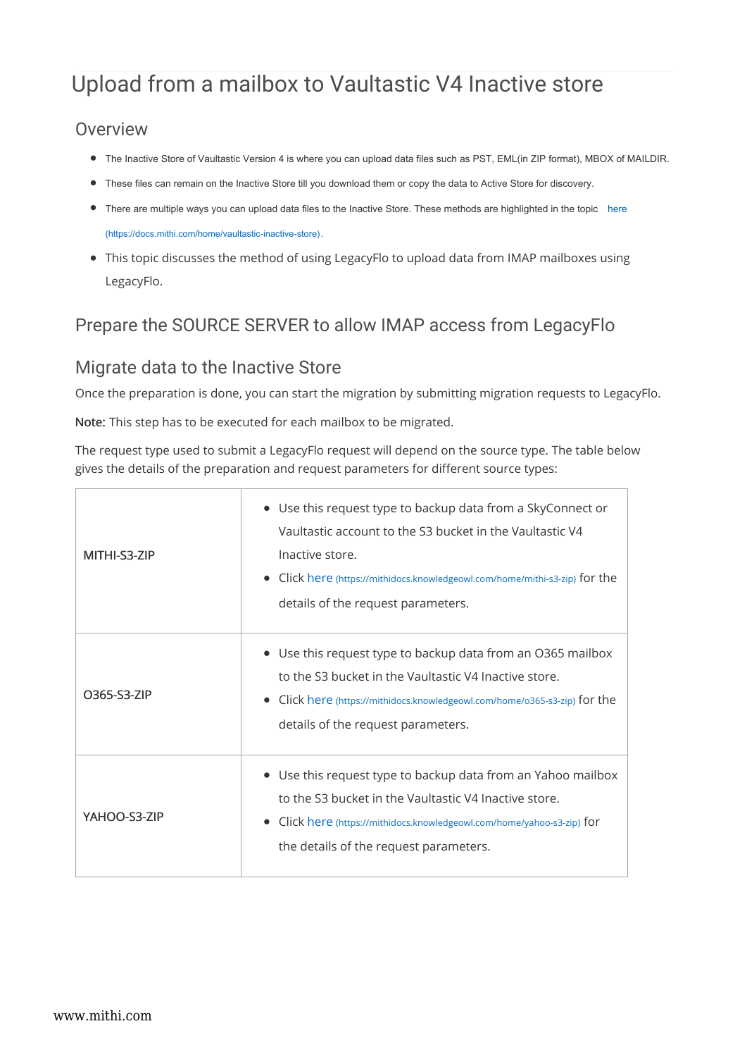# Upload from a mailbox to Vaultastic V4 Inactive store

## Overview

- The Inactive Store of Vaultastic Version 4 is where you can upload data files such as PST, EML(in ZIP format), MBOX of MAILDIR.
- These files can remain on the Inactive Store till you download them or copy the data to Active Store for discovery.
- There are multiple ways you can upload data files to the Inactive Store. These methods are highlighted in the topic here (https://docs.mithi.com/home/vaultastic-inactive-store).
- This topic discusses the method of using LegacyFlo to upload data from IMAP mailboxes using LegacyFlo.

## Prepare the SOURCE SERVER to allow IMAP access from LegacyFlo

## Migrate data to the Inactive Store

Once the preparation is done, you can start the migration by submitting migration requests to LegacyFlo.

**Note:** This step has to be executed for each mailbox to be migrated.

The request type used to submit a LegacyFlo request will depend on the source type. The table below gives the details of the preparation and request parameters for different source types:

| | |
|---|---|
| MITHI-S3-ZIP | • Use this request type to backup data from a SkyConnect or Vaultastic account to the S3 bucket in the Vaultastic V4 Inactive store.<br>• Click here (https://mithidocs.knowledgeowl.com/home/mithi-s3-zip) for the details of the request parameters. |
| O365-S3-ZIP | • Use this request type to backup data from an O365 mailbox to the S3 bucket in the Vaultastic V4 Inactive store.<br>• Click here (https://mithidocs.knowledgeowl.com/home/o365-s3-zip) for the details of the request parameters. |
| YAHOO-S3-ZIP | • Use this request type to backup data from an Yahoo mailbox to the S3 bucket in the Vaultastic V4 Inactive store.<br>• Click here (https://mithidocs.knowledgeowl.com/home/yahoo-s3-zip) for the details of the request parameters. |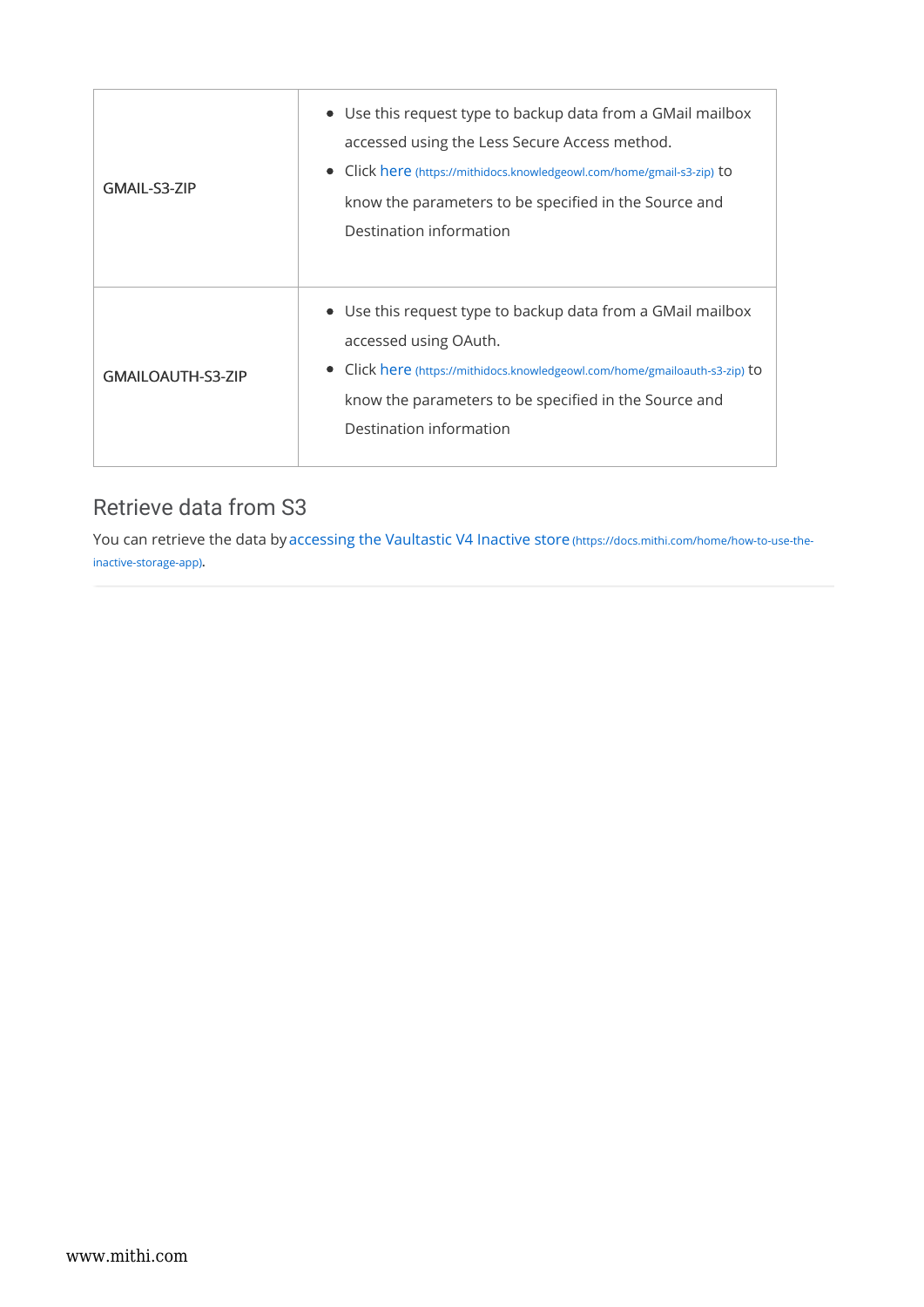| | |
|---|---|
| GMAIL-S3-ZIP | • Use this request type to backup data from a GMail mailbox accessed using the Less Secure Access method.<br>• Click here (https://mithidocs.knowledgeowl.com/home/gmail-s3-zip) to know the parameters to be specified in the Source and Destination information |
| GMAILOAUTH-S3-ZIP | • Use this request type to backup data from a GMail mailbox accessed using OAuth.<br>• Click here (https://mithidocs.knowledgeowl.com/home/gmailoauth-s3-zip) to know the parameters to be specified in the Source and Destination information |

## Retrieve data from S3

You can retrieve the data by accessing the Vaultastic V4 Inactive store (https://docs.mithi.com/home/how-to-use-the-inactive-storage-app).